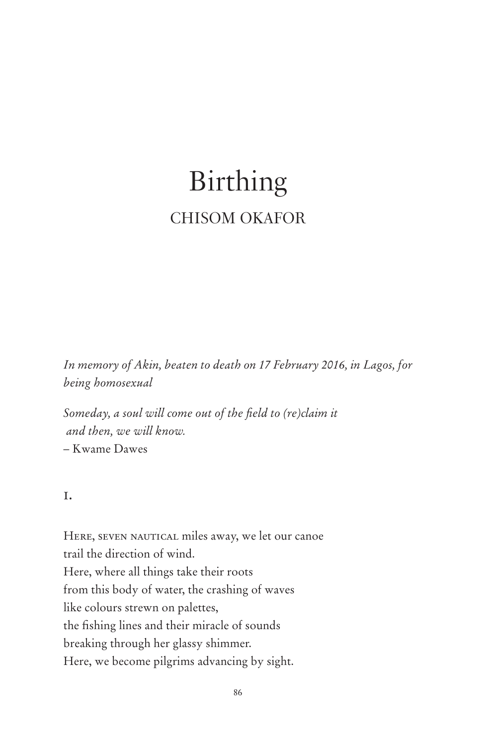# Birthing

## CHISOM OKAFOR

*In memory of Akin, beaten to death on 17 February 2016, in Lagos, for being homosexual*

*Someday, a soul will come out of the field to (re)claim it*
*and then, we will know.*
– Kwame Dawes

1.

Here, seven nautical miles away, we let our canoe
trail the direction of wind.
Here, where all things take their roots
from this body of water, the crashing of waves
like colours strewn on palettes,
the fishing lines and their miracle of sounds
breaking through her glassy shimmer.
Here, we become pilgrims advancing by sight.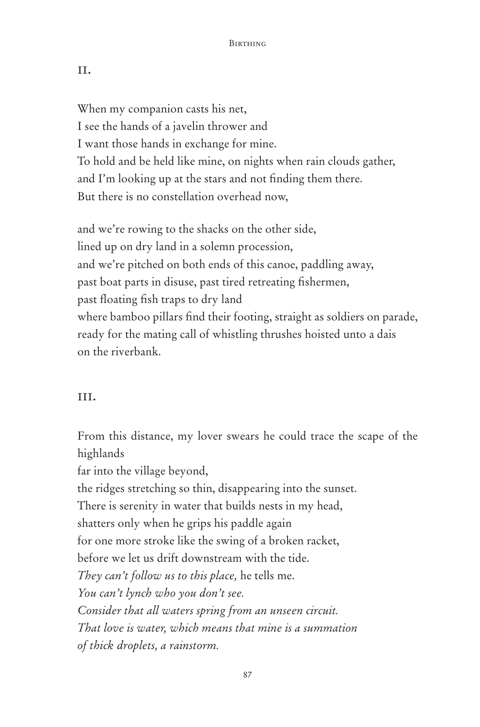## II.

When my companion casts his net,  
I see the hands of a javelin thrower and  
I want those hands in exchange for mine.  
To hold and be held like mine, on nights when rain clouds gather,  
and I'm looking up at the stars and not finding them there.  
But there is no constellation overhead now,

and we're rowing to the shacks on the other side,  
lined up on dry land in a solemn procession,  
and we're pitched on both ends of this canoe, paddling away,  
past boat parts in disuse, past tired retreating fishermen,  
past floating fish traps to dry land  
where bamboo pillars find their footing, straight as soldiers on parade,  
ready for the mating call of whistling thrushes hoisted unto a dais  
on the riverbank.

## III.

From this distance, my lover swears he could trace the scape of the highlands  
far into the village beyond,  
the ridges stretching so thin, disappearing into the sunset.  
There is serenity in water that builds nests in my head,  
shatters only when he grips his paddle again  
for one more stroke like the swing of a broken racket,  
before we let us drift downstream with the tide.  
*They can't follow us to this place,* he tells me.  
*You can't lynch who you don't see.*  
*Consider that all waters spring from an unseen circuit.*  
*That love is water, which means that mine is a summation*  
*of thick droplets, a rainstorm.*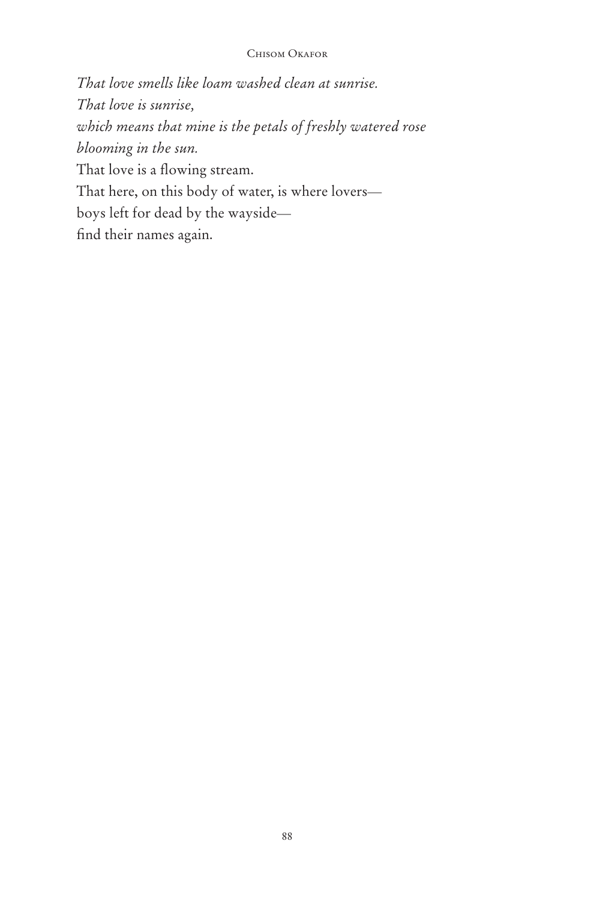*That love smells like loam washed clean at sunrise.*
*That love is sunrise,*
*which means that mine is the petals of freshly watered rose*
*blooming in the sun.*
That love is a flowing stream.
That here, on this body of water, is where lovers—
boys left for dead by the wayside—
find their names again.